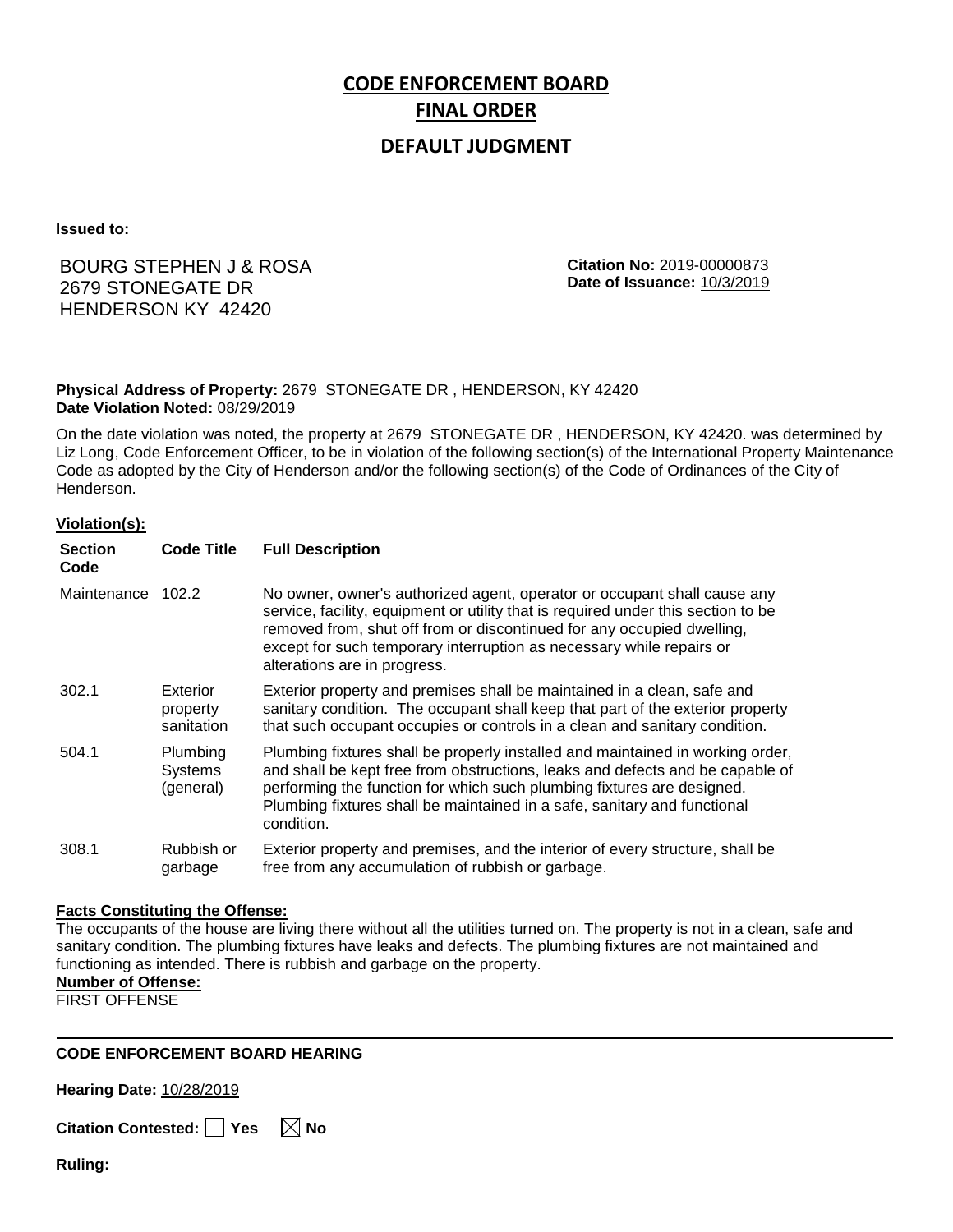# CODE ENFORCEMENT BOARD
# FINAL ORDER

## DEFAULT JUDGMENT

**Issued to:**

BOURG STEPHEN J & ROSA
2679 STONEGATE DR
HENDERSON KY 42420

**Citation No:** 2019-00000873
**Date of Issuance:** 10/3/2019

**Physical Address of Property:** 2679 STONEGATE DR , HENDERSON, KY 42420
**Date Violation Noted:** 08/29/2019

On the date violation was noted, the property at 2679 STONEGATE DR , HENDERSON, KY 42420. was determined by Liz Long, Code Enforcement Officer, to be in violation of the following section(s) of the International Property Maintenance Code as adopted by the City of Henderson and/or the following section(s) of the Code of Ordinances of the City of Henderson.

**Violation(s):**

| Section Code | Code Title | Full Description |
|---|---|---|
| Maintenance | 102.2 | No owner, owner's authorized agent, operator or occupant shall cause any service, facility, equipment or utility that is required under this section to be removed from, shut off from or discontinued for any occupied dwelling, except for such temporary interruption as necessary while repairs or alterations are in progress. |
| 302.1 | Exterior property sanitation | Exterior property and premises shall be maintained in a clean, safe and sanitary condition. The occupant shall keep that part of the exterior property that such occupant occupies or controls in a clean and sanitary condition. |
| 504.1 | Plumbing Systems (general) | Plumbing fixtures shall be properly installed and maintained in working order, and shall be kept free from obstructions, leaks and defects and be capable of performing the function for which such plumbing fixtures are designed. Plumbing fixtures shall be maintained in a safe, sanitary and functional condition. |
| 308.1 | Rubbish or garbage | Exterior property and premises, and the interior of every structure, shall be free from any accumulation of rubbish or garbage. |

**Facts Constituting the Offense:**
The occupants of the house are living there without all the utilities turned on. The property is not in a clean, safe and sanitary condition. The plumbing fixtures have leaks and defects. The plumbing fixtures are not maintained and functioning as intended. There is rubbish and garbage on the property.

**Number of Offense:**
FIRST OFFENSE

---

**CODE ENFORCEMENT BOARD HEARING**

**Hearing Date:** 10/28/2019

**Citation Contested:** ☐ Yes ☒ No

**Ruling:**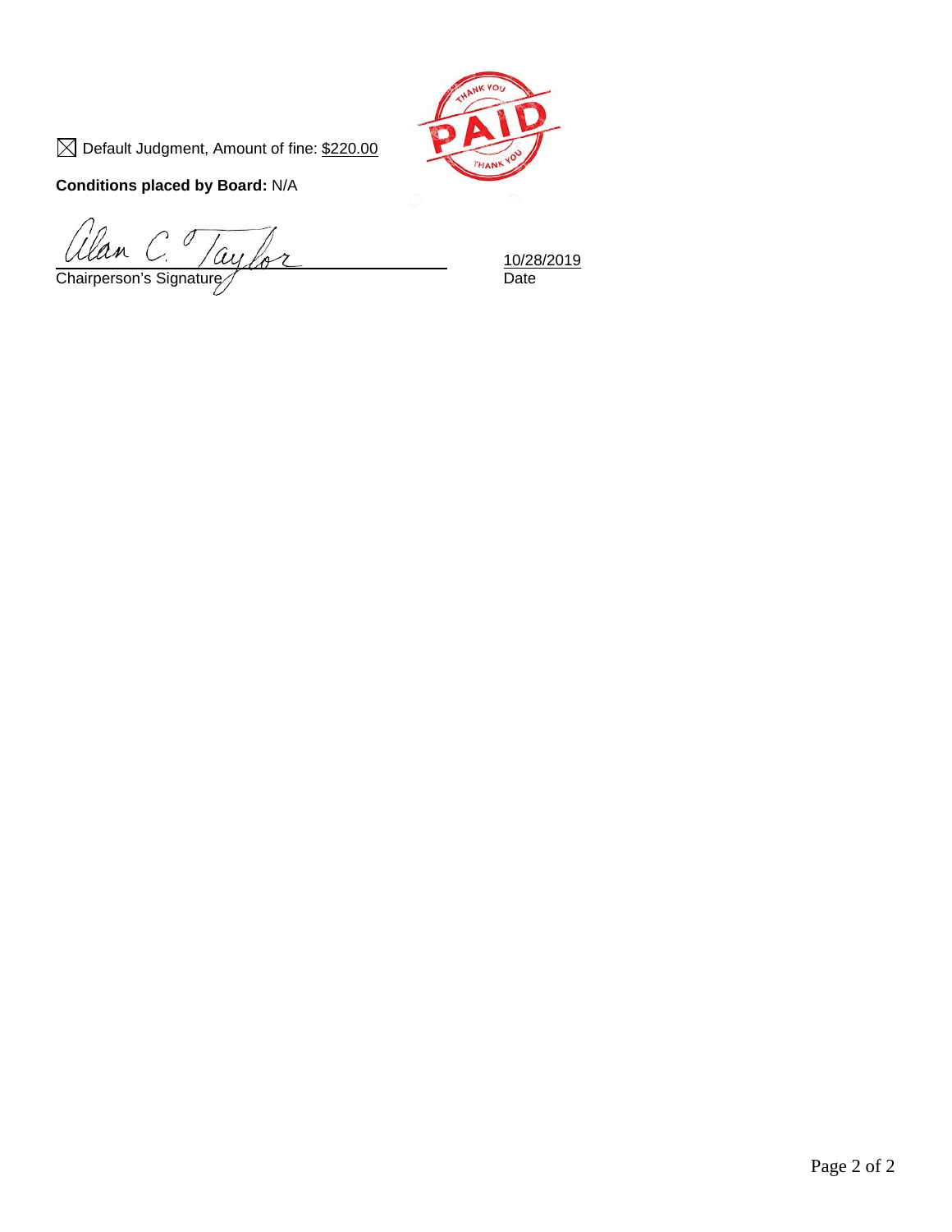☒ Default Judgment, Amount of fine: $220.00

PAID

**Conditions placed by Board:** N/A

Alan C. Taylor

Chairperson's Signature

10/28/2019

Date